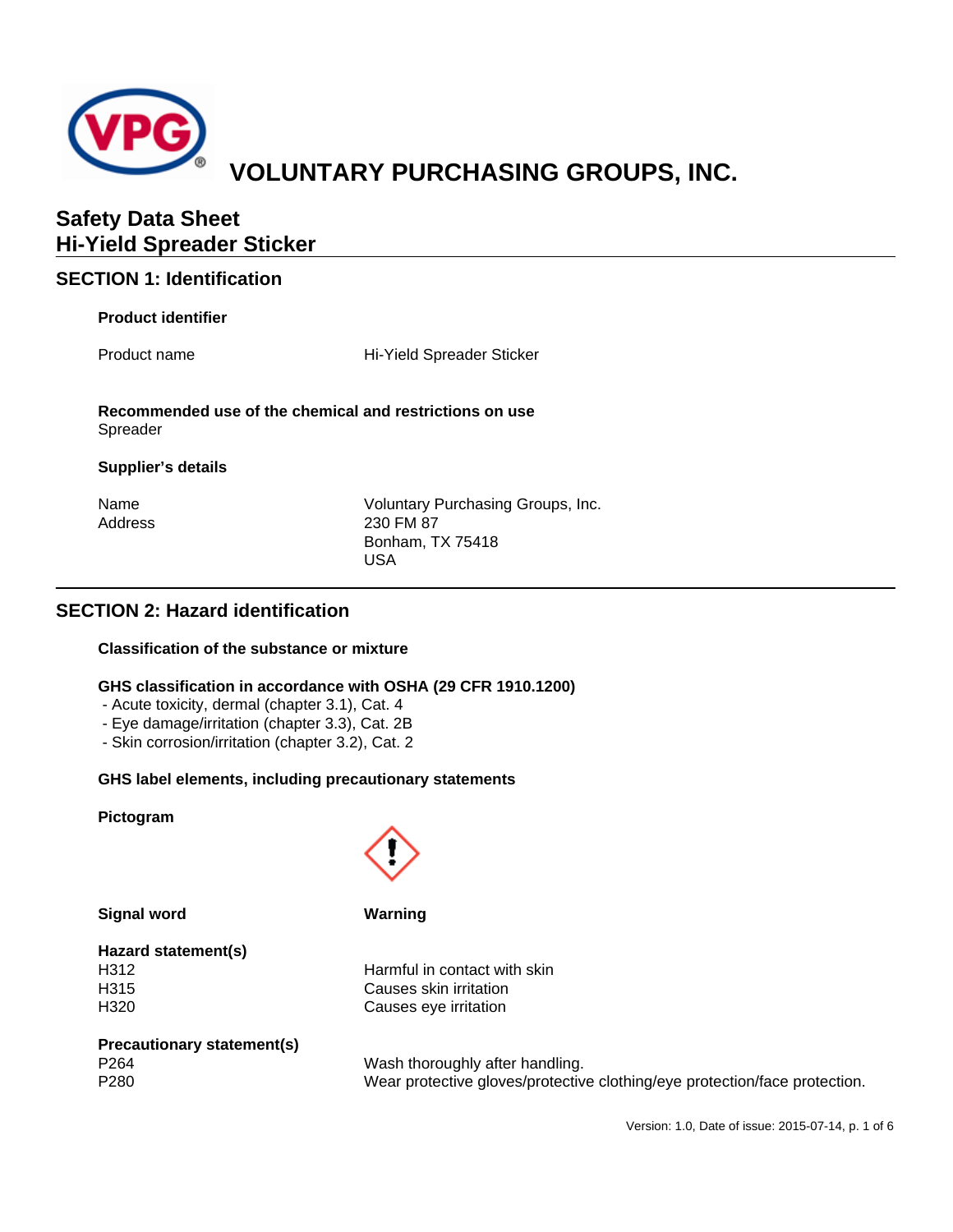# VOLUNTARY PURCHASING GROUPS, INC.

## Safety Data Sheet
## Hi-Yield Spreader Sticker

## SECTION 1: Identification

### Product identifier

| | |
|---|---|
| Product name | Hi-Yield Spreader Sticker |

### Recommended use of the chemical and restrictions on use

Spreader

### Supplier's details

| | |
|---|---|
| Name | Voluntary Purchasing Groups, Inc. |
| Address | 230 FM 87<br>Bonham, TX 75418<br>USA |

## SECTION 2: Hazard identification

### Classification of the substance or mixture

**GHS classification in accordance with OSHA (29 CFR 1910.1200)**

- Acute toxicity, dermal (chapter 3.1), Cat. 4
- Eye damage/irritation (chapter 3.3), Cat. 2B
- Skin corrosion/irritation (chapter 3.2), Cat. 2

### GHS label elements, including precautionary statements

**Pictogram**

**Signal word** **Warning**

**Hazard statement(s)**

| | |
|---|---|
| H312 | Harmful in contact with skin |
| H315 | Causes skin irritation |
| H320 | Causes eye irritation |

**Precautionary statement(s)**

| | |
|---|---|
| P264 | Wash thoroughly after handling. |
| P280 | Wear protective gloves/protective clothing/eye protection/face protection. |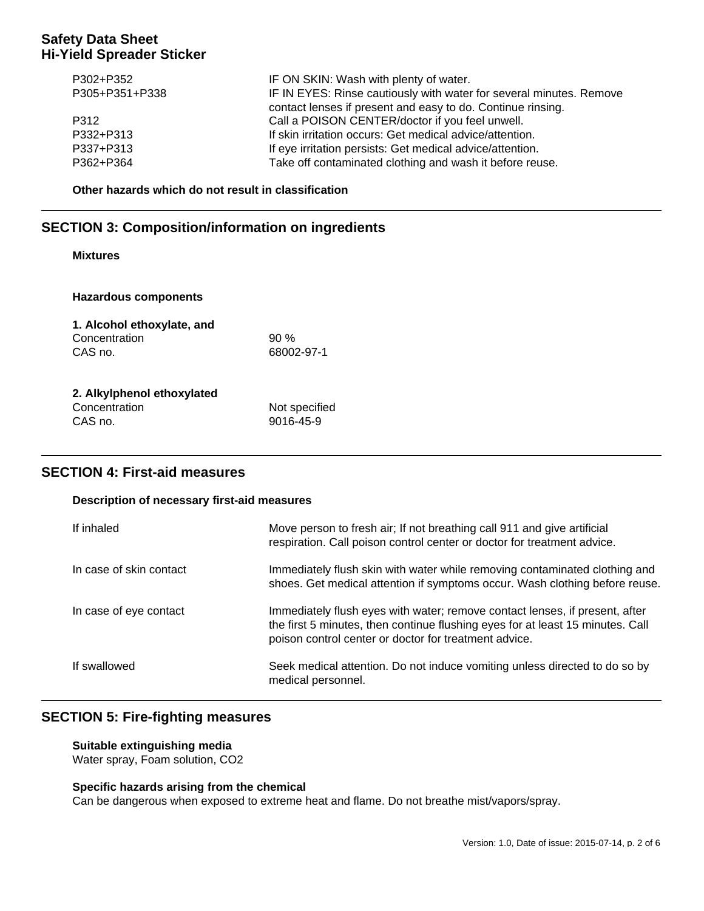| | |
|---|---|
| P302+P352 | IF ON SKIN: Wash with plenty of water. |
| P305+P351+P338 | IF IN EYES: Rinse cautiously with water for several minutes. Remove contact lenses if present and easy to do. Continue rinsing. |
| P312 | Call a POISON CENTER/doctor if you feel unwell. |
| P332+P313 | If skin irritation occurs: Get medical advice/attention. |
| P337+P313 | If eye irritation persists: Get medical advice/attention. |
| P362+P364 | Take off contaminated clothing and wash it before reuse. |

**Other hazards which do not result in classification**

## SECTION 3: Composition/information on ingredients

**Mixtures**

**Hazardous components**

**1. Alcohol ethoxylate, and**

| | |
|---|---|
| Concentration | 90 % |
| CAS no. | 68002-97-1 |

**2. Alkylphenol ethoxylated**

| | |
|---|---|
| Concentration | Not specified |
| CAS no. | 9016-45-9 |

## SECTION 4: First-aid measures

**Description of necessary first-aid measures**

| | |
|---|---|
| If inhaled | Move person to fresh air; If not breathing call 911 and give artificial respiration. Call poison control center or doctor for treatment advice. |
| In case of skin contact | Immediately flush skin with water while removing contaminated clothing and shoes. Get medical attention if symptoms occur. Wash clothing before reuse. |
| In case of eye contact | Immediately flush eyes with water; remove contact lenses, if present, after the first 5 minutes, then continue flushing eyes for at least 15 minutes. Call poison control center or doctor for treatment advice. |
| If swallowed | Seek medical attention. Do not induce vomiting unless directed to do so by medical personnel. |

## SECTION 5: Fire-fighting measures

**Suitable extinguishing media**

Water spray, Foam solution, $CO_2$

**Specific hazards arising from the chemical**

Can be dangerous when exposed to extreme heat and flame. Do not breathe mist/vapors/spray.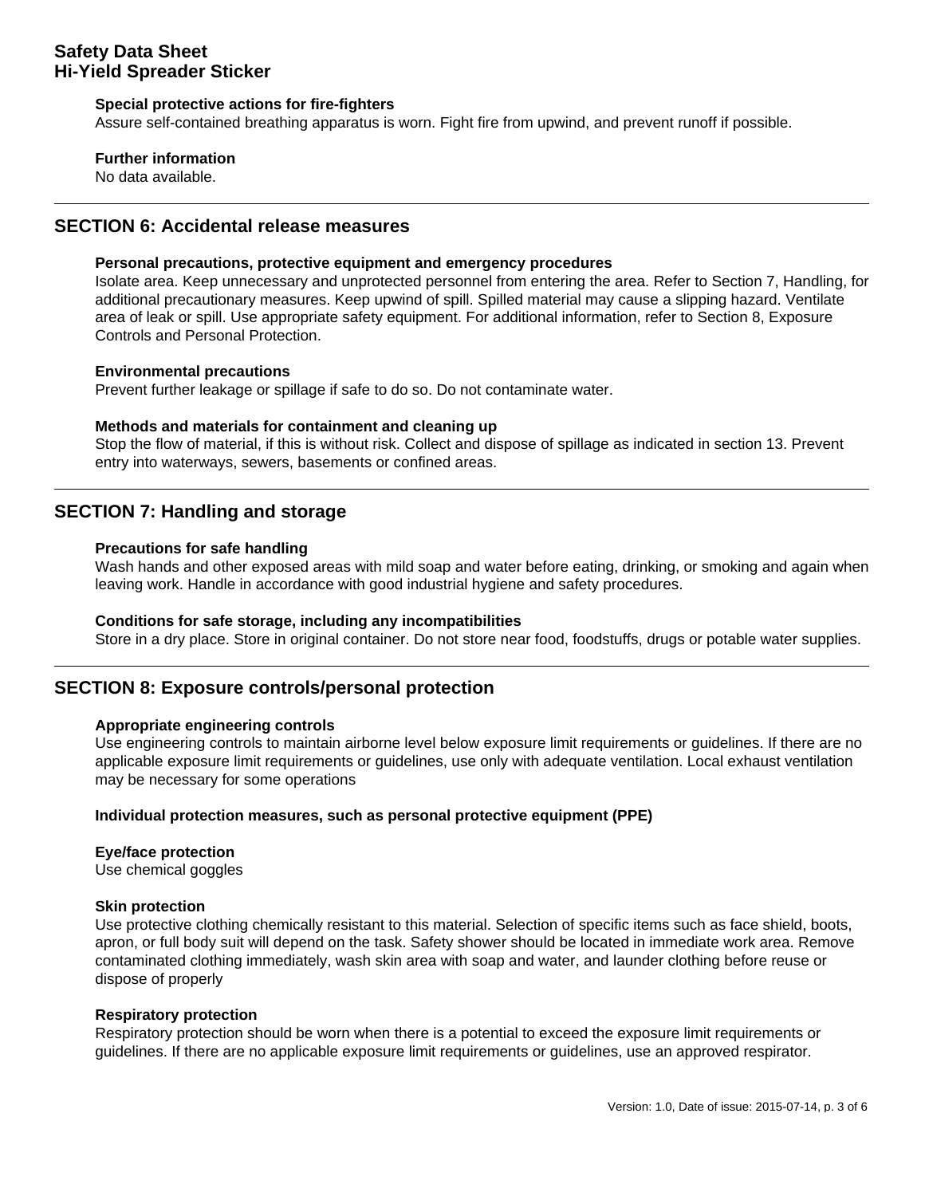**Special protective actions for fire-fighters**

Assure self-contained breathing apparatus is worn. Fight fire from upwind, and prevent runoff if possible.

**Further information**

No data available.

## SECTION 6: Accidental release measures

**Personal precautions, protective equipment and emergency procedures**

Isolate area. Keep unnecessary and unprotected personnel from entering the area. Refer to Section 7, Handling, for additional precautionary measures. Keep upwind of spill. Spilled material may cause a slipping hazard. Ventilate area of leak or spill. Use appropriate safety equipment. For additional information, refer to Section 8, Exposure Controls and Personal Protection.

**Environmental precautions**

Prevent further leakage or spillage if safe to do so. Do not contaminate water.

**Methods and materials for containment and cleaning up**

Stop the flow of material, if this is without risk. Collect and dispose of spillage as indicated in section 13. Prevent entry into waterways, sewers, basements or confined areas.

## SECTION 7: Handling and storage

**Precautions for safe handling**

Wash hands and other exposed areas with mild soap and water before eating, drinking, or smoking and again when leaving work. Handle in accordance with good industrial hygiene and safety procedures.

**Conditions for safe storage, including any incompatibilities**

Store in a dry place. Store in original container. Do not store near food, foodstuffs, drugs or potable water supplies.

## SECTION 8: Exposure controls/personal protection

**Appropriate engineering controls**

Use engineering controls to maintain airborne level below exposure limit requirements or guidelines. If there are no applicable exposure limit requirements or guidelines, use only with adequate ventilation. Local exhaust ventilation may be necessary for some operations

**Individual protection measures, such as personal protective equipment (PPE)**

**Eye/face protection**

Use chemical goggles

**Skin protection**

Use protective clothing chemically resistant to this material. Selection of specific items such as face shield, boots, apron, or full body suit will depend on the task. Safety shower should be located in immediate work area. Remove contaminated clothing immediately, wash skin area with soap and water, and launder clothing before reuse or dispose of properly

**Respiratory protection**

Respiratory protection should be worn when there is a potential to exceed the exposure limit requirements or guidelines. If there are no applicable exposure limit requirements or guidelines, use an approved respirator.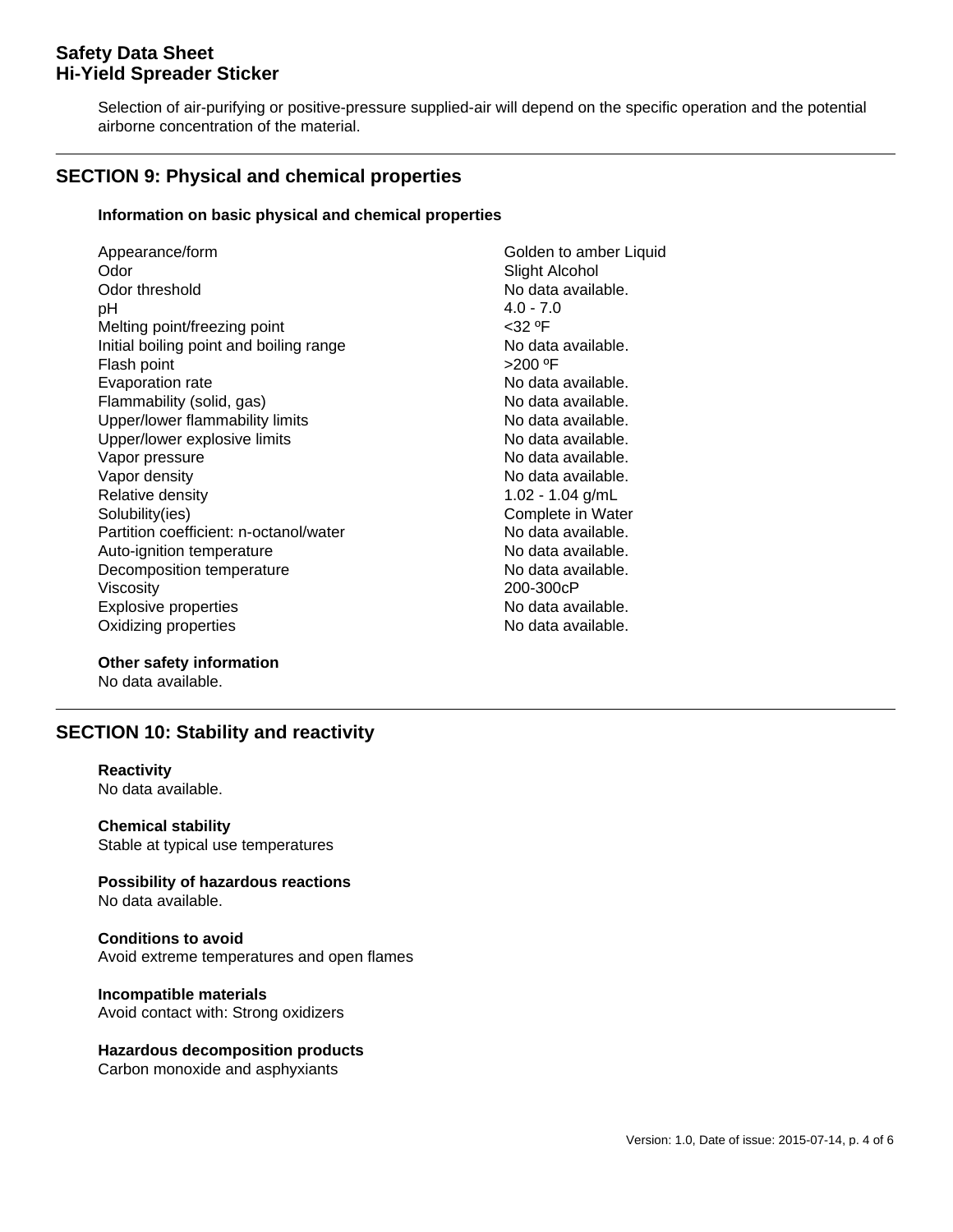Selection of air-purifying or positive-pressure supplied-air will depend on the specific operation and the potential airborne concentration of the material.

## SECTION 9: Physical and chemical properties

**Information on basic physical and chemical properties**

| Property | Value |
|---|---|
| Appearance/form | Golden to amber Liquid |
| Odor | Slight Alcohol |
| Odor threshold | No data available. |
| pH | 4.0 - 7.0 |
| Melting point/freezing point | <32 ºF |
| Initial boiling point and boiling range | No data available. |
| Flash point | >200 ºF |
| Evaporation rate | No data available. |
| Flammability (solid, gas) | No data available. |
| Upper/lower flammability limits | No data available. |
| Upper/lower explosive limits | No data available. |
| Vapor pressure | No data available. |
| Vapor density | No data available. |
| Relative density | 1.02 - 1.04 g/mL |
| Solubility(ies) | Complete in Water |
| Partition coefficient: n-octanol/water | No data available. |
| Auto-ignition temperature | No data available. |
| Decomposition temperature | No data available. |
| Viscosity | 200-300cP |
| Explosive properties | No data available. |
| Oxidizing properties | No data available. |

**Other safety information**

No data available.

## SECTION 10: Stability and reactivity

**Reactivity**

No data available.

**Chemical stability**

Stable at typical use temperatures

**Possibility of hazardous reactions**

No data available.

**Conditions to avoid**

Avoid extreme temperatures and open flames

**Incompatible materials**

Avoid contact with: Strong oxidizers

**Hazardous decomposition products**

Carbon monoxide and asphyxiants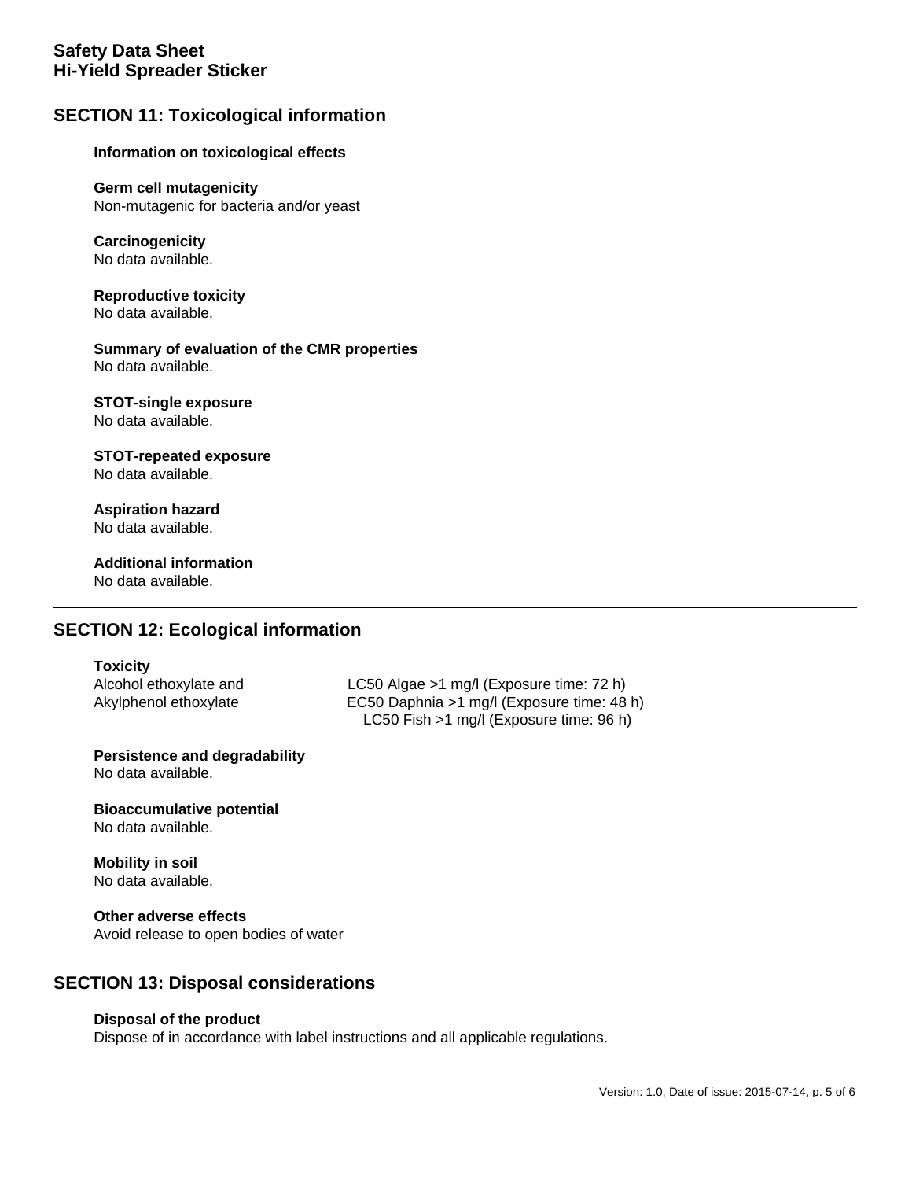## SECTION 11: Toxicological information

### Information on toxicological effects

**Germ cell mutagenicity**
Non-mutagenic for bacteria and/or yeast

**Carcinogenicity**
No data available.

**Reproductive toxicity**
No data available.

**Summary of evaluation of the CMR properties**
No data available.

**STOT-single exposure**
No data available.

**STOT-repeated exposure**
No data available.

**Aspiration hazard**
No data available.

**Additional information**
No data available.

## SECTION 12: Ecological information

**Toxicity**

| | |
|---|---|
| Alcohol ethoxylate and | LC50 Algae >1 mg/l (Exposure time: 72 h) |
| Akylphenol ethoxylate | EC50 Daphnia >1 mg/l (Exposure time: 48 h) |
| | LC50 Fish >1 mg/l (Exposure time: 96 h) |

**Persistence and degradability**
No data available.

**Bioaccumulative potential**
No data available.

**Mobility in soil**
No data available.

**Other adverse effects**
Avoid release to open bodies of water

## SECTION 13: Disposal considerations

**Disposal of the product**
Dispose of in accordance with label instructions and all applicable regulations.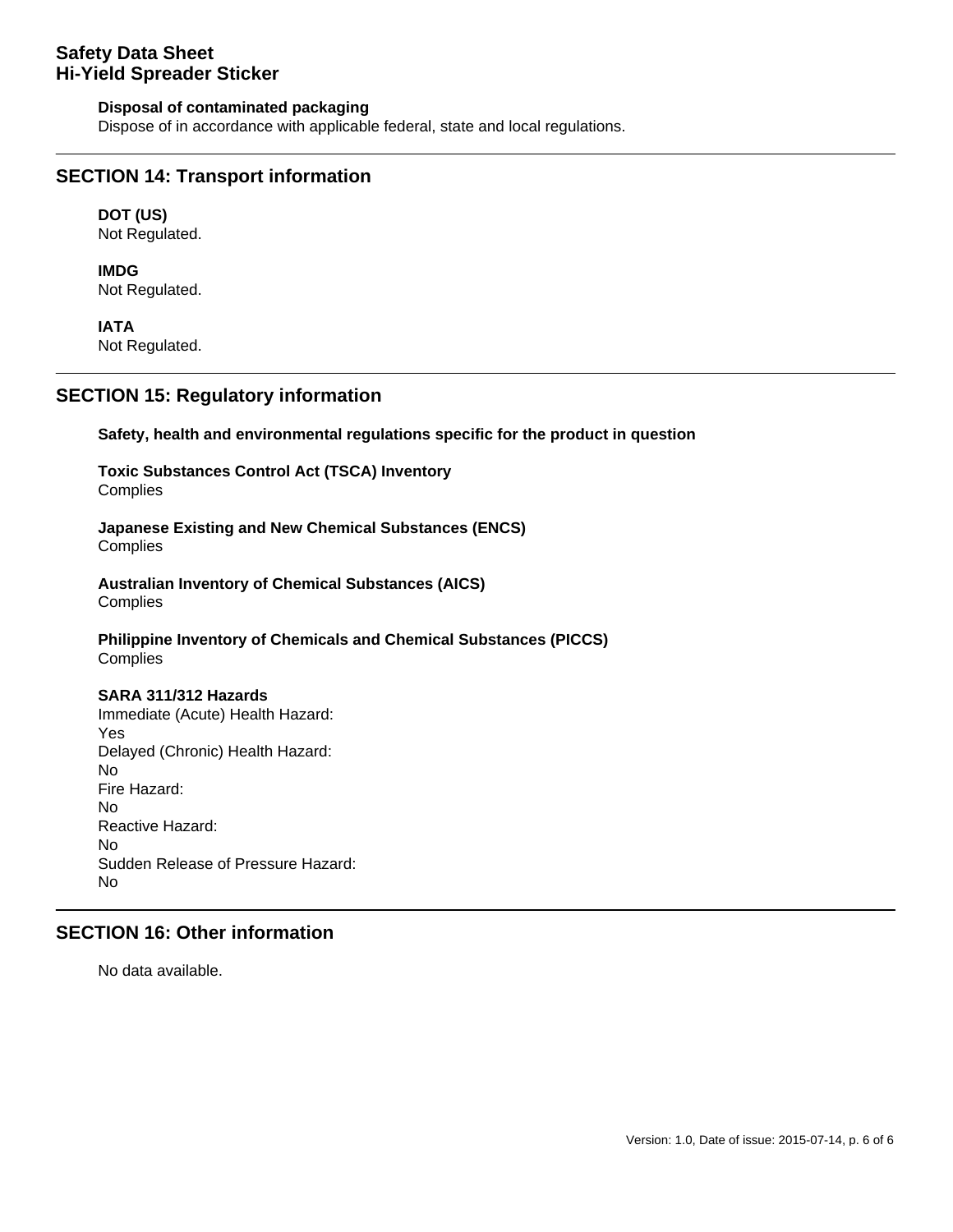**Disposal of contaminated packaging**

Dispose of in accordance with applicable federal, state and local regulations.

## SECTION 14: Transport information

**DOT (US)**
Not Regulated.

**IMDG**
Not Regulated.

**IATA**
Not Regulated.

## SECTION 15: Regulatory information

**Safety, health and environmental regulations specific for the product in question**

**Toxic Substances Control Act (TSCA) Inventory**
Complies

**Japanese Existing and New Chemical Substances (ENCS)**
Complies

**Australian Inventory of Chemical Substances (AICS)**
Complies

**Philippine Inventory of Chemicals and Chemical Substances (PICCS)**
Complies

**SARA 311/312 Hazards**
Immediate (Acute) Health Hazard:
Yes
Delayed (Chronic) Health Hazard:
No
Fire Hazard:
No
Reactive Hazard:
No
Sudden Release of Pressure Hazard:
No

## SECTION 16: Other information

No data available.